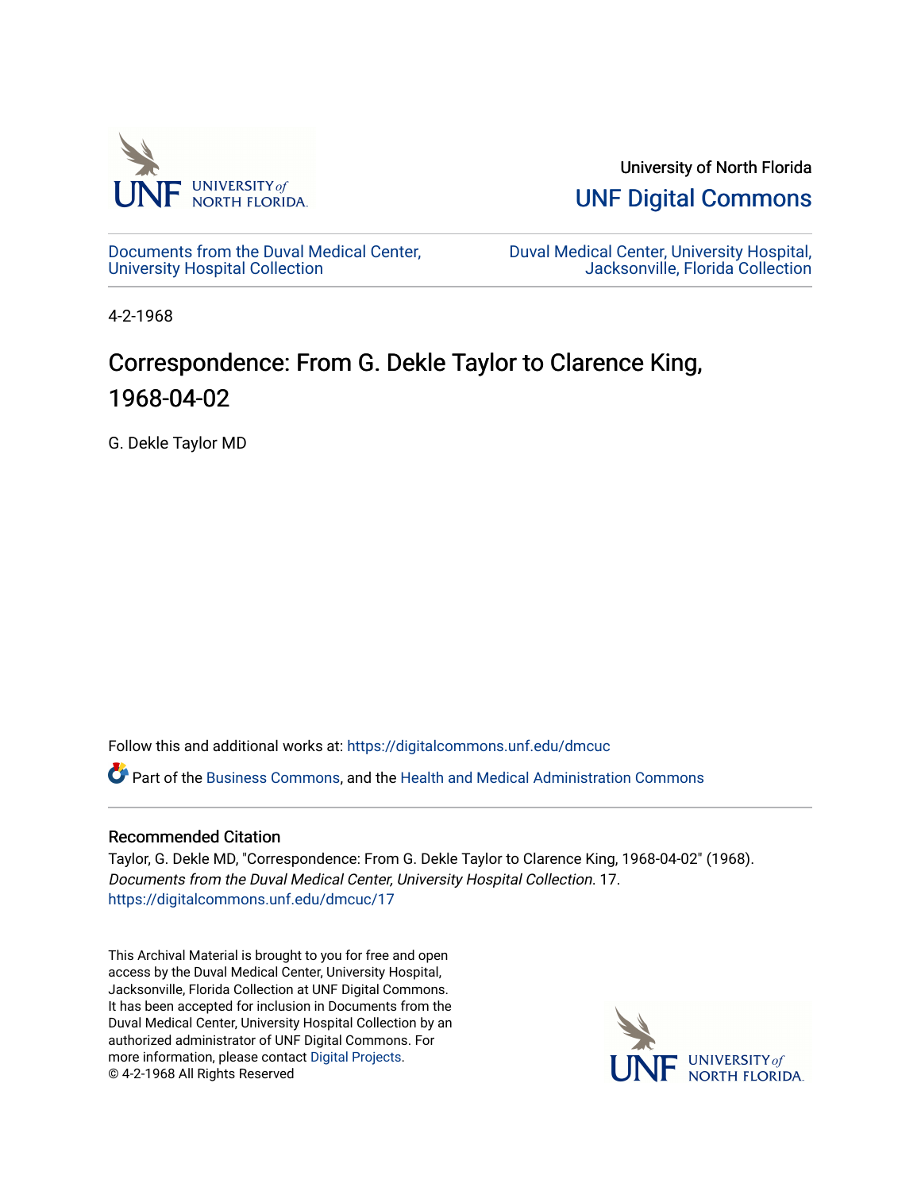University of North Florida

UNF Digital Commons

Documents from the Duval Medical Center, University Hospital Collection

Duval Medical Center, University Hospital, Jacksonville, Florida Collection

4-2-1968

# Correspondence: From G. Dekle Taylor to Clarence King, 1968-04-02

G. Dekle Taylor MD

Follow this and additional works at: https://digitalcommons.unf.edu/dmcuc

Part of the Business Commons, and the Health and Medical Administration Commons

## Recommended Citation

Taylor, G. Dekle MD, "Correspondence: From G. Dekle Taylor to Clarence King, 1968-04-02" (1968). *Documents from the Duval Medical Center, University Hospital Collection*. 17.
https://digitalcommons.unf.edu/dmcuc/17

This Archival Material is brought to you for free and open access by the Duval Medical Center, University Hospital, Jacksonville, Florida Collection at UNF Digital Commons. It has been accepted for inclusion in Documents from the Duval Medical Center, University Hospital Collection by an authorized administrator of UNF Digital Commons. For more information, please contact Digital Projects.
© 4-2-1968 All Rights Reserved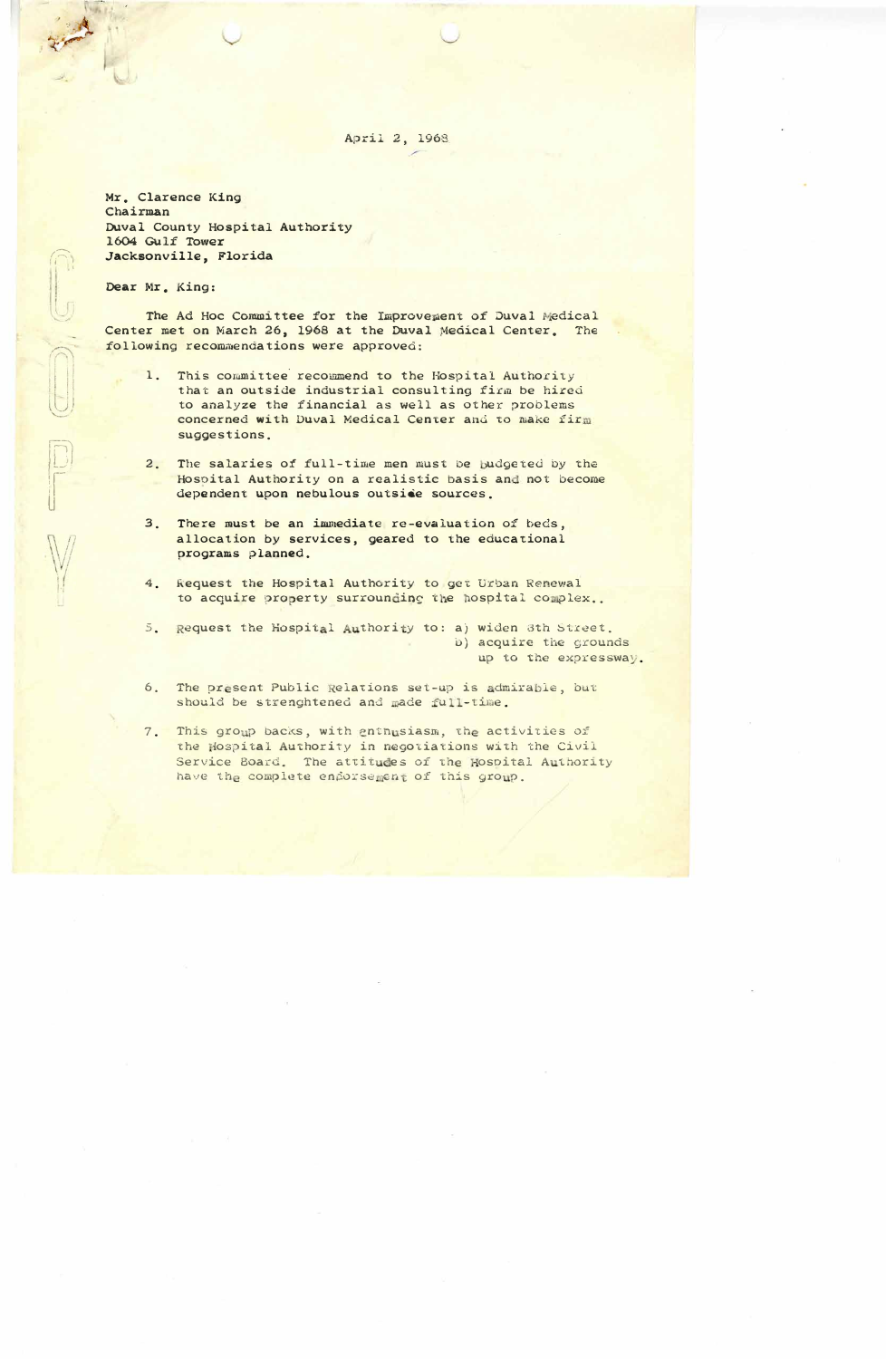April 2, 1968

Mr. Clarence King
Chairman
Duval County Hospital Authority
1604 Gulf Tower
Jacksonville, Florida

Dear Mr. King:

The Ad Hoc Committee for the Improvement of Duval Medical Center met on March 26, 1968 at the Duval Medical Center. The following recommendations were approved:

1. This committee recommend to the Hospital Authority that an outside industrial consulting firm be hired to analyze the financial as well as other problems concerned with Duval Medical Center and to make firm suggestions.

2. The salaries of full-time men must be budgeted by the Hospital Authority on a realistic basis and not become dependent upon nebulous outside sources.

3. There must be an immediate re-evaluation of beds, allocation by services, geared to the educational programs planned.

4. Request the Hospital Authority to get Urban Renewal to acquire property surrounding the hospital complex..

5. Request the Hospital Authority to: a) widen 8th Street.
   b) acquire the grounds up to the expressway.

6. The present Public Relations set-up is admirable, but should be strenghtened and made full-time.

7. This group backs, with enthusiasm, the activities of the Hospital Authority in negotiations with the Civil Service Board. The attitudes of the Hospital Authority have the complete endorsement of this group.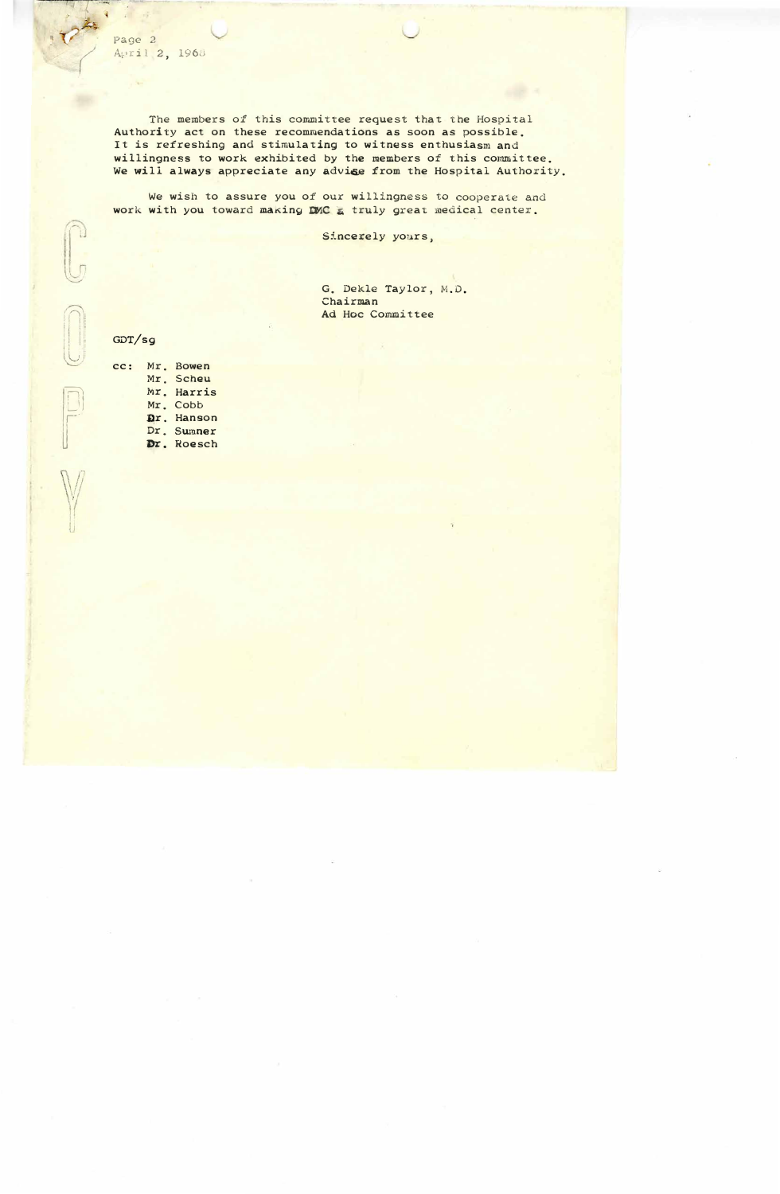The members of this committee request that the Hospital Authority act on these recommendations as soon as possible. It is refreshing and stimulating to witness enthusiasm and willingness to work exhibited by the members of this committee. We will always appreciate any advise from the Hospital Authority.

We wish to assure you of our willingness to cooperate and work with you toward making DMC a truly great medical center.

Sincerely yours,

G. Dekle Taylor, M.D.
Chairman
Ad Hoc Committee

GDT/sg

cc: Mr. Bowen
Mr. Scheu
Mr. Harris
Mr. Cobb
Dr. Hanson
Dr. Sumner
Dr. Roesch

COPY